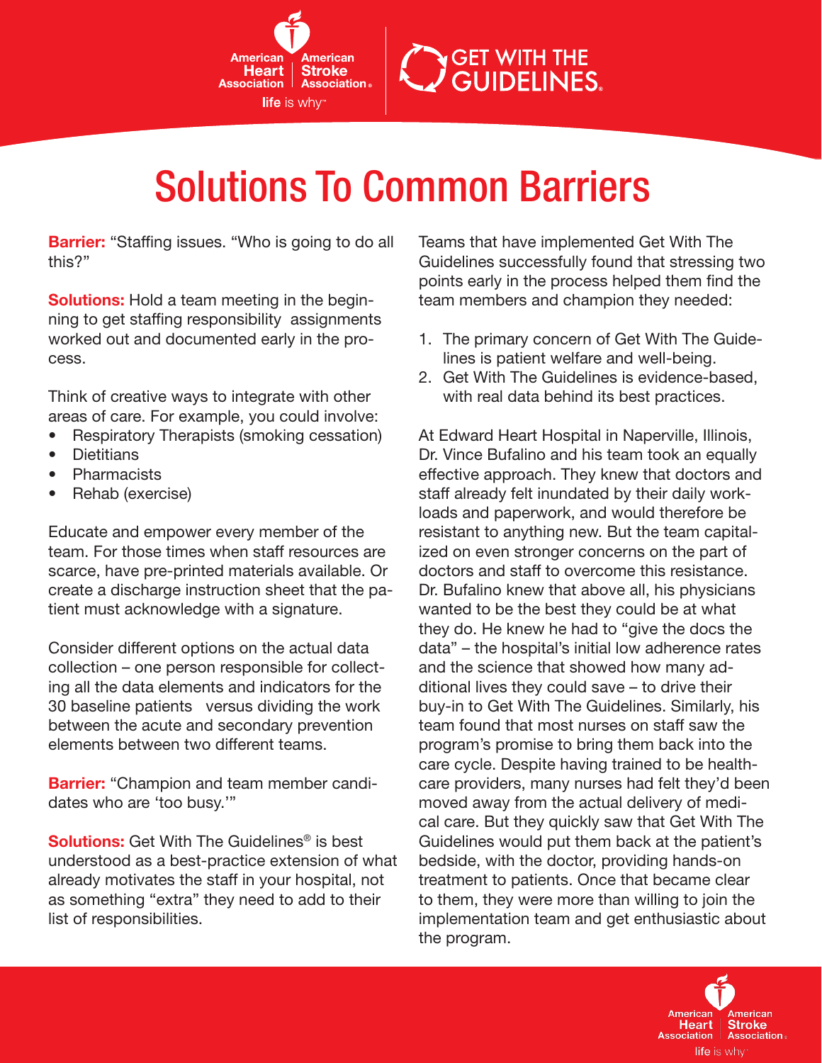# Solutions To Common Barriers

**Barrier:** "Staffing issues. "Who is going to do all this?"

**Solutions:** Hold a team meeting in the beginning to get staffing responsibility assignments worked out and documented early in the process.

Think of creative ways to integrate with other areas of care. For example, you could involve:

- Respiratory Therapists (smoking cessation)
- Dietitians
- Pharmacists
- Rehab (exercise)

Educate and empower every member of the team. For those times when staff resources are scarce, have pre-printed materials available. Or create a discharge instruction sheet that the patient must acknowledge with a signature.

Consider different options on the actual data collection – one person responsible for collecting all the data elements and indicators for the 30 baseline patients versus dividing the work between the acute and secondary prevention elements between two different teams.

**Barrier:** "Champion and team member candidates who are 'too busy.'"

**Solutions:** Get With The Guidelines® is best understood as a best-practice extension of what already motivates the staff in your hospital, not as something "extra" they need to add to their list of responsibilities.

Teams that have implemented Get With The Guidelines successfully found that stressing two points early in the process helped them find the team members and champion they needed:

1. The primary concern of Get With The Guidelines is patient welfare and well-being.
2. Get With The Guidelines is evidence-based, with real data behind its best practices.

At Edward Heart Hospital in Naperville, Illinois, Dr. Vince Bufalino and his team took an equally effective approach. They knew that doctors and staff already felt inundated by their daily workloads and paperwork, and would therefore be resistant to anything new. But the team capitalized on even stronger concerns on the part of doctors and staff to overcome this resistance. Dr. Bufalino knew that above all, his physicians wanted to be the best they could be at what they do. He knew he had to "give the docs the data" – the hospital's initial low adherence rates and the science that showed how many additional lives they could save – to drive their buy-in to Get With The Guidelines. Similarly, his team found that most nurses on staff saw the program's promise to bring them back into the care cycle. Despite having trained to be healthcare providers, many nurses had felt they'd been moved away from the actual delivery of medical care. But they quickly saw that Get With The Guidelines would put them back at the patient's bedside, with the doctor, providing hands-on treatment to patients. Once that became clear to them, they were more than willing to join the implementation team and get enthusiastic about the program.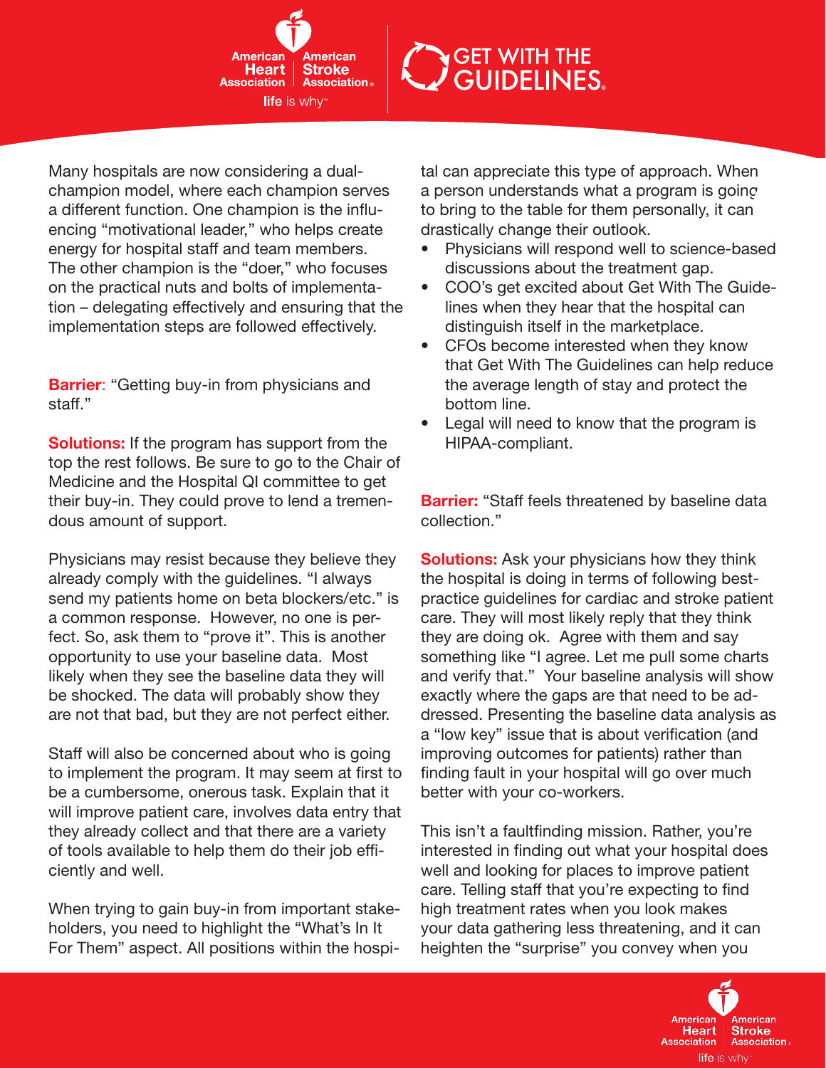Many hospitals are now considering a dual-champion model, where each champion serves a different function. One champion is the influencing "motivational leader," who helps create energy for hospital staff and team members. The other champion is the "doer," who focuses on the practical nuts and bolts of implementation – delegating effectively and ensuring that the implementation steps are followed effectively.

**Barrier**: "Getting buy-in from physicians and staff."

**Solutions:** If the program has support from the top the rest follows. Be sure to go to the Chair of Medicine and the Hospital QI committee to get their buy-in. They could prove to lend a tremendous amount of support.

Physicians may resist because they believe they already comply with the guidelines. "I always send my patients home on beta blockers/etc." is a common response. However, no one is perfect. So, ask them to "prove it". This is another opportunity to use your baseline data. Most likely when they see the baseline data they will be shocked. The data will probably show they are not that bad, but they are not perfect either.

Staff will also be concerned about who is going to implement the program. It may seem at first to be a cumbersome, onerous task. Explain that it will improve patient care, involves data entry that they already collect and that there are a variety of tools available to help them do their job efficiently and well.

When trying to gain buy-in from important stakeholders, you need to highlight the "What's In It For Them" aspect. All positions within the hospital can appreciate this type of approach. When a person understands what a program is going to bring to the table for them personally, it can drastically change their outlook.

- Physicians will respond well to science-based discussions about the treatment gap.
- COO's get excited about Get With The Guidelines when they hear that the hospital can distinguish itself in the marketplace.
- CFOs become interested when they know that Get With The Guidelines can help reduce the average length of stay and protect the bottom line.
- Legal will need to know that the program is HIPAA-compliant.

**Barrier:** "Staff feels threatened by baseline data collection."

**Solutions:** Ask your physicians how they think the hospital is doing in terms of following best-practice guidelines for cardiac and stroke patient care. They will most likely reply that they think they are doing ok. Agree with them and say something like "I agree. Let me pull some charts and verify that." Your baseline analysis will show exactly where the gaps are that need to be addressed. Presenting the baseline data analysis as a "low key" issue that is about verification (and improving outcomes for patients) rather than finding fault in your hospital will go over much better with your co-workers.

This isn't a faultfinding mission. Rather, you're interested in finding out what your hospital does well and looking for places to improve patient care. Telling staff that you're expecting to find high treatment rates when you look makes your data gathering less threatening, and it can heighten the "surprise" you convey when you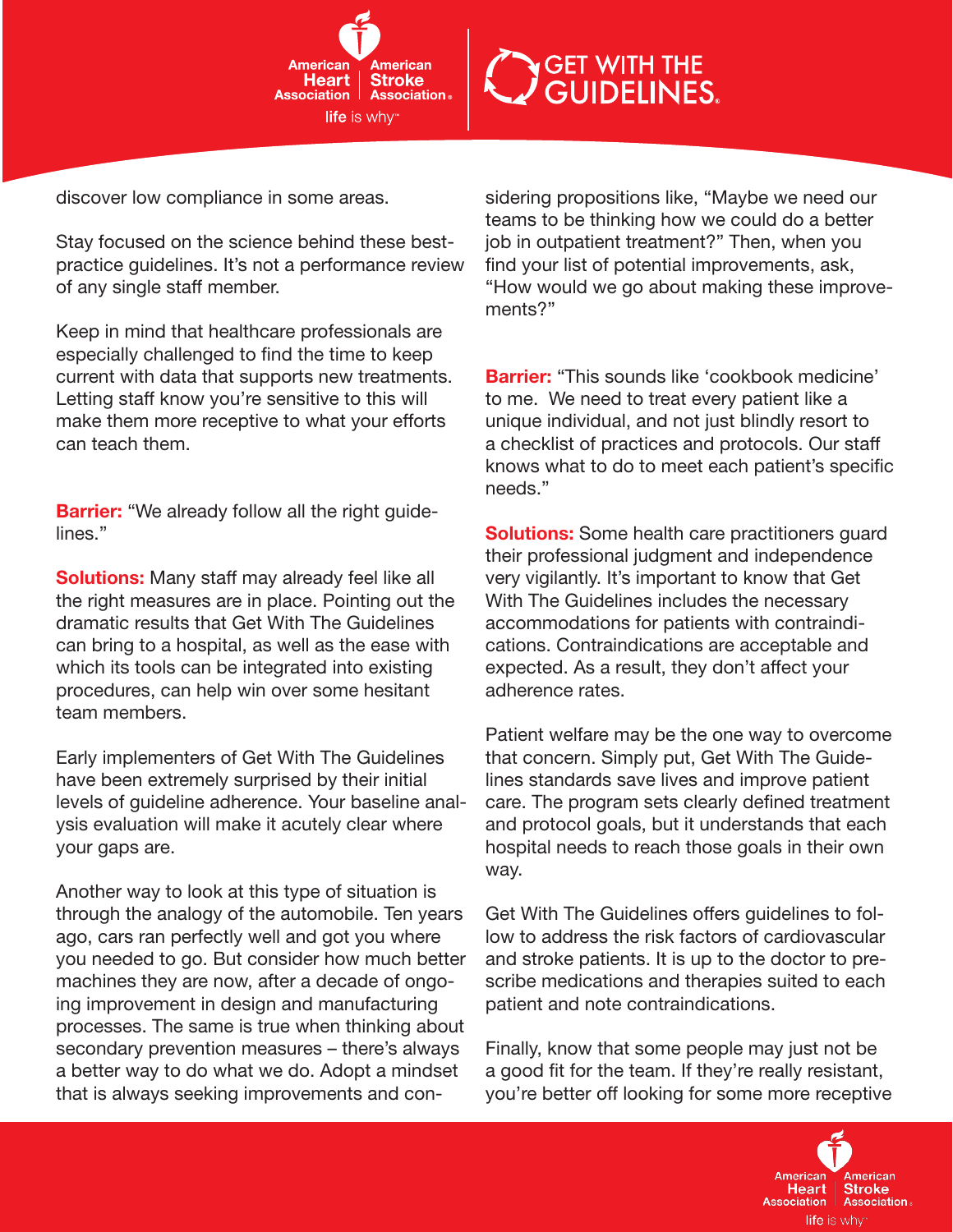discover low compliance in some areas.

Stay focused on the science behind these best-practice guidelines. It's not a performance review of any single staff member.

Keep in mind that healthcare professionals are especially challenged to find the time to keep current with data that supports new treatments. Letting staff know you're sensitive to this will make them more receptive to what your efforts can teach them.

**Barrier:** "We already follow all the right guidelines."

**Solutions:** Many staff may already feel like all the right measures are in place. Pointing out the dramatic results that Get With The Guidelines can bring to a hospital, as well as the ease with which its tools can be integrated into existing procedures, can help win over some hesitant team members.

Early implementers of Get With The Guidelines have been extremely surprised by their initial levels of guideline adherence. Your baseline analysis evaluation will make it acutely clear where your gaps are.

Another way to look at this type of situation is through the analogy of the automobile. Ten years ago, cars ran perfectly well and got you where you needed to go. But consider how much better machines they are now, after a decade of ongoing improvement in design and manufacturing processes. The same is true when thinking about secondary prevention measures – there's always a better way to do what we do. Adopt a mindset that is always seeking improvements and considering propositions like, "Maybe we need our teams to be thinking how we could do a better job in outpatient treatment?" Then, when you find your list of potential improvements, ask, "How would we go about making these improvements?"

**Barrier:** "This sounds like 'cookbook medicine' to me. We need to treat every patient like a unique individual, and not just blindly resort to a checklist of practices and protocols. Our staff knows what to do to meet each patient's specific needs."

**Solutions:** Some health care practitioners guard their professional judgment and independence very vigilantly. It's important to know that Get With The Guidelines includes the necessary accommodations for patients with contraindications. Contraindications are acceptable and expected. As a result, they don't affect your adherence rates.

Patient welfare may be the one way to overcome that concern. Simply put, Get With The Guidelines standards save lives and improve patient care. The program sets clearly defined treatment and protocol goals, but it understands that each hospital needs to reach those goals in their own way.

Get With The Guidelines offers guidelines to follow to address the risk factors of cardiovascular and stroke patients. It is up to the doctor to prescribe medications and therapies suited to each patient and note contraindications.

Finally, know that some people may just not be a good fit for the team. If they're really resistant, you're better off looking for some more receptive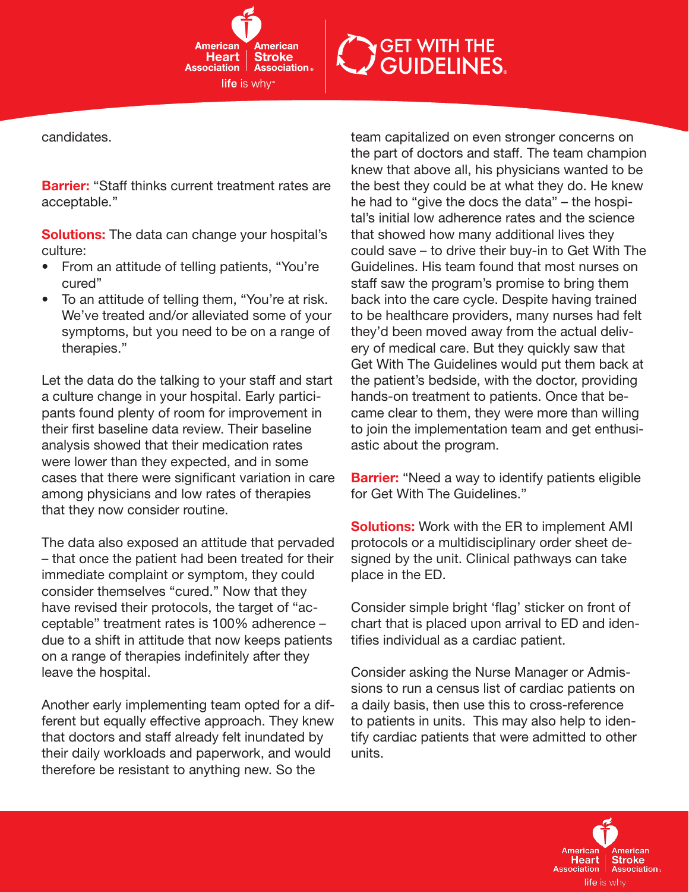candidates.

**Barrier:** "Staff thinks current treatment rates are acceptable."

**Solutions:** The data can change your hospital's culture:

- From an attitude of telling patients, "You're cured"
- To an attitude of telling them, "You're at risk. We've treated and/or alleviated some of your symptoms, but you need to be on a range of therapies."

Let the data do the talking to your staff and start a culture change in your hospital. Early participants found plenty of room for improvement in their first baseline data review. Their baseline analysis showed that their medication rates were lower than they expected, and in some cases that there were significant variation in care among physicians and low rates of therapies that they now consider routine.

The data also exposed an attitude that pervaded – that once the patient had been treated for their immediate complaint or symptom, they could consider themselves "cured." Now that they have revised their protocols, the target of "acceptable" treatment rates is 100% adherence – due to a shift in attitude that now keeps patients on a range of therapies indefinitely after they leave the hospital.

Another early implementing team opted for a different but equally effective approach. They knew that doctors and staff already felt inundated by their daily workloads and paperwork, and would therefore be resistant to anything new. So the team capitalized on even stronger concerns on the part of doctors and staff. The team champion knew that above all, his physicians wanted to be the best they could be at what they do. He knew he had to "give the docs the data" – the hospital's initial low adherence rates and the science that showed how many additional lives they could save – to drive their buy-in to Get With The Guidelines. His team found that most nurses on staff saw the program's promise to bring them back into the care cycle. Despite having trained to be healthcare providers, many nurses had felt they'd been moved away from the actual delivery of medical care. But they quickly saw that Get With The Guidelines would put them back at the patient's bedside, with the doctor, providing hands-on treatment to patients. Once that became clear to them, they were more than willing to join the implementation team and get enthusiastic about the program.

**Barrier:** "Need a way to identify patients eligible for Get With The Guidelines."

**Solutions:** Work with the ER to implement AMI protocols or a multidisciplinary order sheet designed by the unit. Clinical pathways can take place in the ED.

Consider simple bright 'flag' sticker on front of chart that is placed upon arrival to ED and identifies individual as a cardiac patient.

Consider asking the Nurse Manager or Admissions to run a census list of cardiac patients on a daily basis, then use this to cross-reference to patients in units. This may also help to identify cardiac patients that were admitted to other units.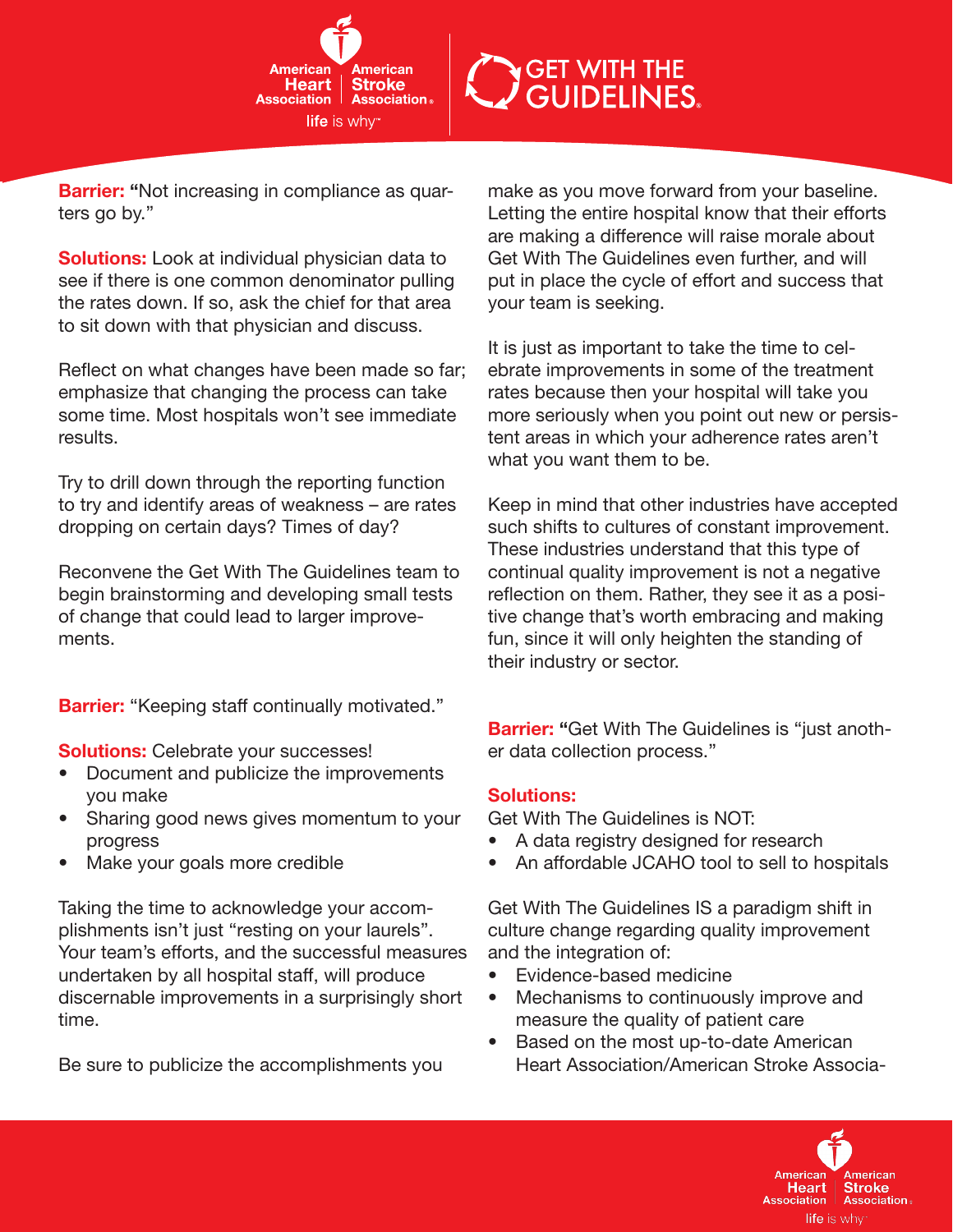**Barrier:** **"**Not increasing in compliance as quarters go by."

**Solutions:** Look at individual physician data to see if there is one common denominator pulling the rates down. If so, ask the chief for that area to sit down with that physician and discuss.

Reflect on what changes have been made so far; emphasize that changing the process can take some time. Most hospitals won't see immediate results.

Try to drill down through the reporting function to try and identify areas of weakness – are rates dropping on certain days? Times of day?

Reconvene the Get With The Guidelines team to begin brainstorming and developing small tests of change that could lead to larger improvements.

**Barrier:** "Keeping staff continually motivated."

**Solutions:** Celebrate your successes!

- Document and publicize the improvements you make
- Sharing good news gives momentum to your progress
- Make your goals more credible

Taking the time to acknowledge your accomplishments isn't just "resting on your laurels". Your team's efforts, and the successful measures undertaken by all hospital staff, will produce discernable improvements in a surprisingly short time.

Be sure to publicize the accomplishments you make as you move forward from your baseline. Letting the entire hospital know that their efforts are making a difference will raise morale about Get With The Guidelines even further, and will put in place the cycle of effort and success that your team is seeking.

It is just as important to take the time to celebrate improvements in some of the treatment rates because then your hospital will take you more seriously when you point out new or persistent areas in which your adherence rates aren't what you want them to be.

Keep in mind that other industries have accepted such shifts to cultures of constant improvement. These industries understand that this type of continual quality improvement is not a negative reflection on them. Rather, they see it as a positive change that's worth embracing and making fun, since it will only heighten the standing of their industry or sector.

**Barrier:** **"**Get With The Guidelines is "just another data collection process."

**Solutions:**

Get With The Guidelines is NOT:

- A data registry designed for research
- An affordable JCAHO tool to sell to hospitals

Get With The Guidelines IS a paradigm shift in culture change regarding quality improvement and the integration of:

- Evidence-based medicine
- Mechanisms to continuously improve and measure the quality of patient care
- Based on the most up-to-date American Heart Association/American Stroke Associa-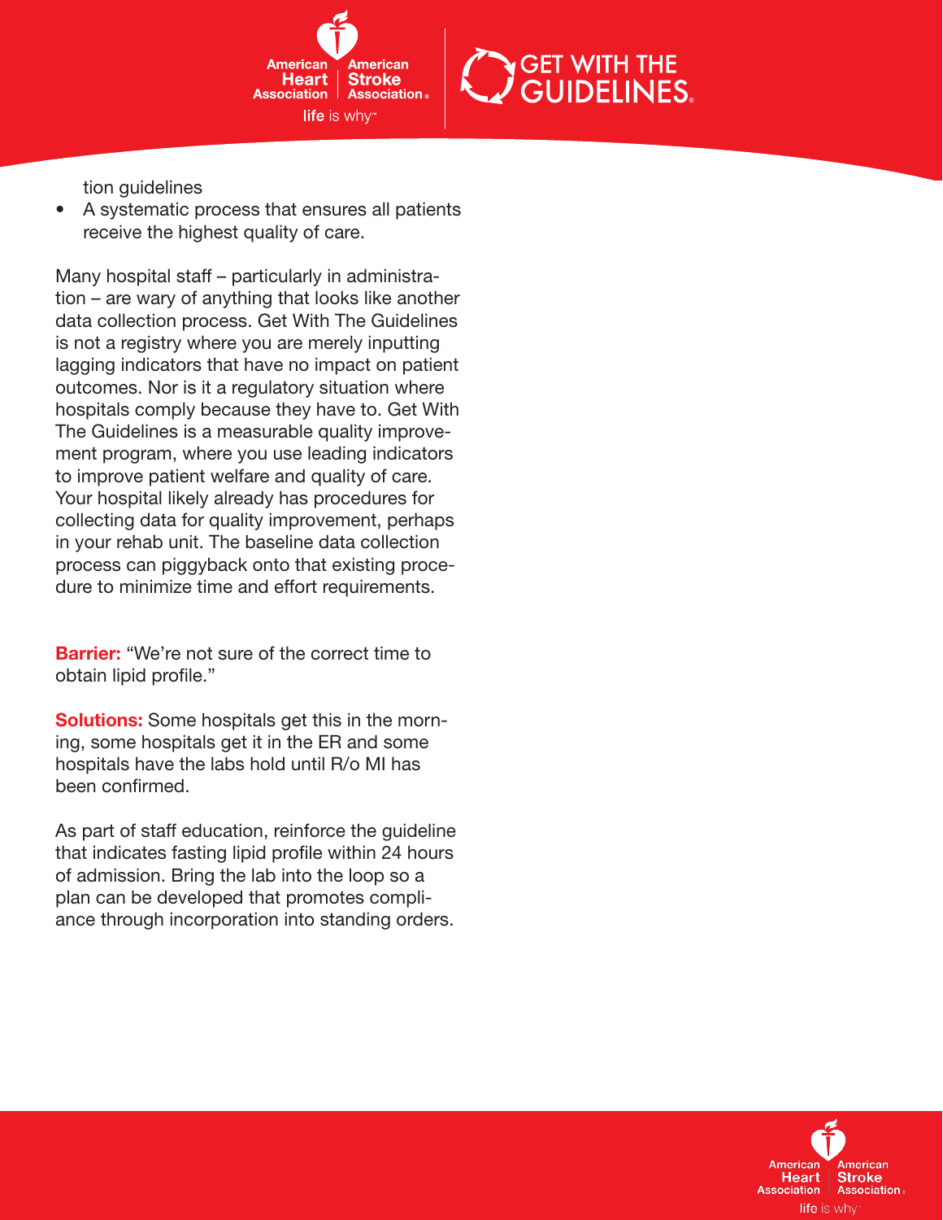tion guidelines

- A systematic process that ensures all patients receive the highest quality of care.

Many hospital staff – particularly in administration – are wary of anything that looks like another data collection process. Get With The Guidelines is not a registry where you are merely inputting lagging indicators that have no impact on patient outcomes. Nor is it a regulatory situation where hospitals comply because they have to. Get With The Guidelines is a measurable quality improvement program, where you use leading indicators to improve patient welfare and quality of care. Your hospital likely already has procedures for collecting data for quality improvement, perhaps in your rehab unit. The baseline data collection process can piggyback onto that existing procedure to minimize time and effort requirements.

**Barrier:** "We're not sure of the correct time to obtain lipid profile."

**Solutions:** Some hospitals get this in the morning, some hospitals get it in the ER and some hospitals have the labs hold until R/o MI has been confirmed.

As part of staff education, reinforce the guideline that indicates fasting lipid profile within 24 hours of admission. Bring the lab into the loop so a plan can be developed that promotes compliance through incorporation into standing orders.